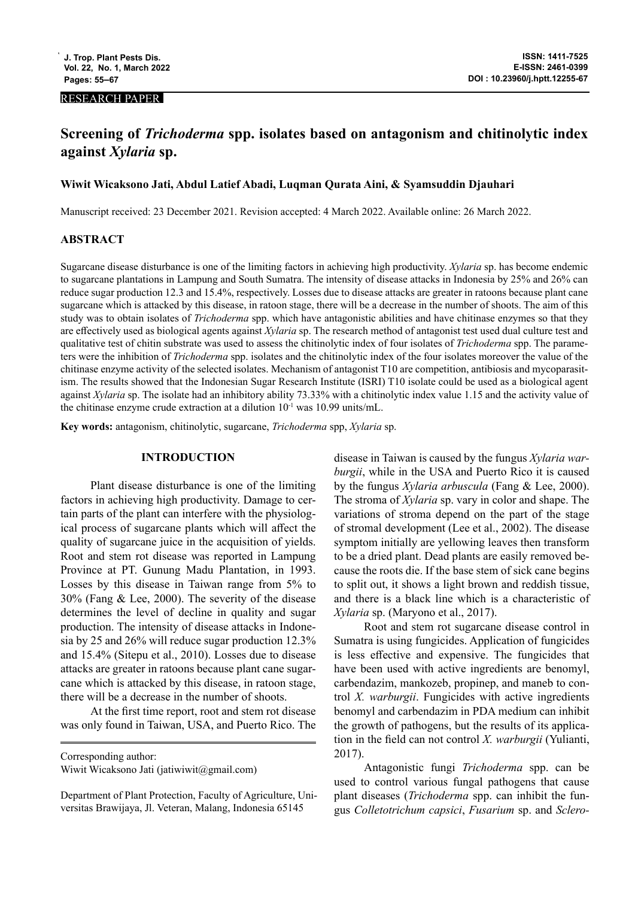RESEARCH PAPER

# Screening of *Trichoderma* spp. isolates based on antagonism and chitinolytic index against *Xylaria* sp.

**Wiwit Wicaksono Jati, Abdul Latief Abadi, Luqman Qurata Aini, & Syamsuddin Djauhari**

Manuscript received: 23 December 2021. Revision accepted: 4 March 2022. Available online: 26 March 2022.

## ABSTRACT

Sugarcane disease disturbance is one of the limiting factors in achieving high productivity. *Xylaria* sp. has become endemic to sugarcane plantations in Lampung and South Sumatra. The intensity of disease attacks in Indonesia by 25% and 26% can reduce sugar production 12.3 and 15.4%, respectively. Losses due to disease attacks are greater in ratoons because plant cane sugarcane which is attacked by this disease, in ratoon stage, there will be a decrease in the number of shoots. The aim of this study was to obtain isolates of *Trichoderma* spp. which have antagonistic abilities and have chitinase enzymes so that they are effectively used as biological agents against *Xylaria* sp. The research method of antagonist test used dual culture test and qualitative test of chitin substrate was used to assess the chitinolytic index of four isolates of *Trichoderma* spp. The parameters were the inhibition of *Trichoderma* spp. isolates and the chitinolytic index of the four isolates moreover the value of the chitinase enzyme activity of the selected isolates. Mechanism of antagonist T10 are competition, antibiosis and mycoparasitism. The results showed that the Indonesian Sugar Research Institute (ISRI) T10 isolate could be used as a biological agent against *Xylaria* sp. The isolate had an inhibitory ability 73.33% with a chitinolytic index value 1.15 and the activity value of the chitinase enzyme crude extraction at a dilution $10^{-1}$ was 10.99 units/mL.

**Key words:** antagonism, chitinolytic, sugarcane, *Trichoderma* spp, *Xylaria* sp.

## INTRODUCTION

Plant disease disturbance is one of the limiting factors in achieving high productivity. Damage to certain parts of the plant can interfere with the physiological process of sugarcane plants which will affect the quality of sugarcane juice in the acquisition of yields. Root and stem rot disease was reported in Lampung Province at PT. Gunung Madu Plantation, in 1993. Losses by this disease in Taiwan range from 5% to 30% (Fang & Lee, 2000). The severity of the disease determines the level of decline in quality and sugar production. The intensity of disease attacks in Indonesia by 25 and 26% will reduce sugar production 12.3% and 15.4% (Sitepu et al., 2010). Losses due to disease attacks are greater in ratoons because plant cane sugarcane which is attacked by this disease, in ratoon stage, there will be a decrease in the number of shoots.

At the first time report, root and stem rot disease was only found in Taiwan, USA, and Puerto Rico. The disease in Taiwan is caused by the fungus *Xylaria warburgii*, while in the USA and Puerto Rico it is caused by the fungus *Xylaria arbuscula* (Fang & Lee, 2000). The stroma of *Xylaria* sp. vary in color and shape. The variations of stroma depend on the part of the stage of stromal development (Lee et al., 2002). The disease symptom initially are yellowing leaves then transform to be a dried plant. Dead plants are easily removed because the roots die. If the base stem of sick cane begins to split out, it shows a light brown and reddish tissue, and there is a black line which is a characteristic of *Xylaria* sp. (Maryono et al., 2017).

Root and stem rot sugarcane disease control in Sumatra is using fungicides. Application of fungicides is less effective and expensive. The fungicides that have been used with active ingredients are benomyl, carbendazim, mankozeb, propinep, and maneb to control *X. warburgii*. Fungicides with active ingredients benomyl and carbendazim in PDA medium can inhibit the growth of pathogens, but the results of its application in the field can not control *X. warburgii* (Yulianti, 2017).

Antagonistic fungi *Trichoderma* spp. can be used to control various fungal pathogens that cause plant diseases (*Trichoderma* spp. can inhibit the fungus *Colletotrichum capsici*, *Fusarium* sp. and *Sclero-*

Corresponding author:
Wiwit Wicaksono Jati (jatiwiwit@gmail.com)

Department of Plant Protection, Faculty of Agriculture, Universitas Brawijaya, Jl. Veteran, Malang, Indonesia 65145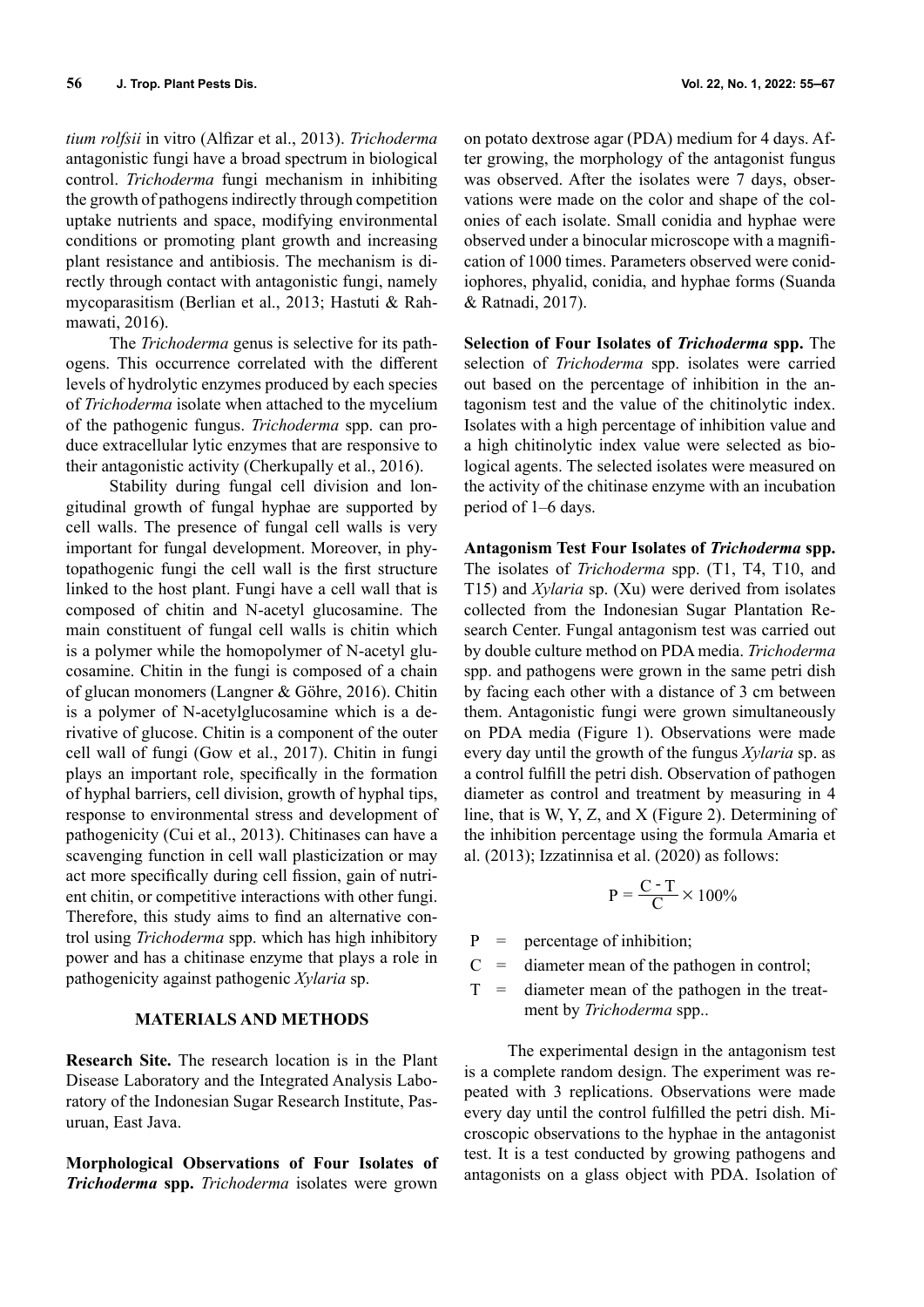*tium rolfsii* in vitro (Alfizar et al., 2013). *Trichoderma* antagonistic fungi have a broad spectrum in biological control. *Trichoderma* fungi mechanism in inhibiting the growth of pathogens indirectly through competition uptake nutrients and space, modifying environmental conditions or promoting plant growth and increasing plant resistance and antibiosis. The mechanism is directly through contact with antagonistic fungi, namely mycoparasitism (Berlian et al., 2013; Hastuti & Rahmawati, 2016).

The *Trichoderma* genus is selective for its pathogens. This occurrence correlated with the different levels of hydrolytic enzymes produced by each species of *Trichoderma* isolate when attached to the mycelium of the pathogenic fungus. *Trichoderma* spp. can produce extracellular lytic enzymes that are responsive to their antagonistic activity (Cherkupally et al., 2016).

Stability during fungal cell division and longitudinal growth of fungal hyphae are supported by cell walls. The presence of fungal cell walls is very important for fungal development. Moreover, in phytopathogenic fungi the cell wall is the first structure linked to the host plant. Fungi have a cell wall that is composed of chitin and N-acetyl glucosamine. The main constituent of fungal cell walls is chitin which is a polymer while the homopolymer of N-acetyl glucosamine. Chitin in the fungi is composed of a chain of glucan monomers (Langner & Göhre, 2016). Chitin is a polymer of N-acetylglucosamine which is a derivative of glucose. Chitin is a component of the outer cell wall of fungi (Gow et al., 2017). Chitin in fungi plays an important role, specifically in the formation of hyphal barriers, cell division, growth of hyphal tips, response to environmental stress and development of pathogenicity (Cui et al., 2013). Chitinases can have a scavenging function in cell wall plasticization or may act more specifically during cell fission, gain of nutrient chitin, or competitive interactions with other fungi. Therefore, this study aims to find an alternative control using *Trichoderma* spp. which has high inhibitory power and has a chitinase enzyme that plays a role in pathogenicity against pathogenic *Xylaria* sp.

## MATERIALS AND METHODS

**Research Site.** The research location is in the Plant Disease Laboratory and the Integrated Analysis Laboratory of the Indonesian Sugar Research Institute, Pasuruan, East Java.

**Morphological Observations of Four Isolates of *Trichoderma* spp.** *Trichoderma* isolates were grown on potato dextrose agar (PDA) medium for 4 days. After growing, the morphology of the antagonist fungus was observed. After the isolates were 7 days, observations were made on the color and shape of the colonies of each isolate. Small conidia and hyphae were observed under a binocular microscope with a magnification of 1000 times. Parameters observed were conidiophores, phyalid, conidia, and hyphae forms (Suanda & Ratnadi, 2017).

**Selection of Four Isolates of *Trichoderma* spp.** The selection of *Trichoderma* spp. isolates were carried out based on the percentage of inhibition in the antagonism test and the value of the chitinolytic index. Isolates with a high percentage of inhibition value and a high chitinolytic index value were selected as biological agents. The selected isolates were measured on the activity of the chitinase enzyme with an incubation period of 1–6 days.

**Antagonism Test Four Isolates of *Trichoderma* spp.** The isolates of *Trichoderma* spp. (T1, T4, T10, and T15) and *Xylaria* sp. (Xu) were derived from isolates collected from the Indonesian Sugar Plantation Research Center. Fungal antagonism test was carried out by double culture method on PDA media. *Trichoderma* spp. and pathogens were grown in the same petri dish by facing each other with a distance of 3 cm between them. Antagonistic fungi were grown simultaneously on PDA media (Figure 1). Observations were made every day until the growth of the fungus *Xylaria* sp. as a control fulfill the petri dish. Observation of pathogen diameter as control and treatment by measuring in 4 line, that is W, Y, Z, and X (Figure 2). Determining of the inhibition percentage using the formula Amaria et al. (2013); Izzatinnisa et al. (2020) as follows:

$$P = \frac{C - T}{C} \times 100\%$$

P = percentage of inhibition;

C = diameter mean of the pathogen in control;

T = diameter mean of the pathogen in the treatment by *Trichoderma* spp..

The experimental design in the antagonism test is a complete random design. The experiment was repeated with 3 replications. Observations were made every day until the control fulfilled the petri dish. Microscopic observations to the hyphae in the antagonist test. It is a test conducted by growing pathogens and antagonists on a glass object with PDA. Isolation of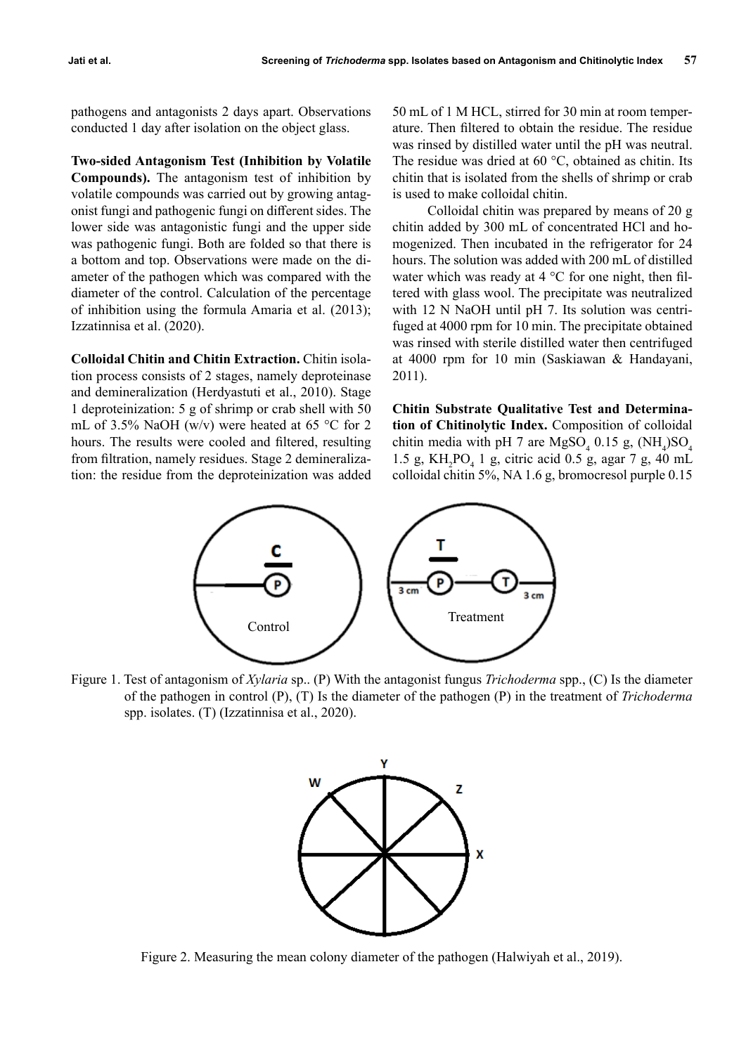pathogens and antagonists 2 days apart. Observations conducted 1 day after isolation on the object glass.

**Two-sided Antagonism Test (Inhibition by Volatile Compounds).** The antagonism test of inhibition by volatile compounds was carried out by growing antagonist fungi and pathogenic fungi on different sides. The lower side was antagonistic fungi and the upper side was pathogenic fungi. Both are folded so that there is a bottom and top. Observations were made on the diameter of the pathogen which was compared with the diameter of the control. Calculation of the percentage of inhibition using the formula Amaria et al. (2013); Izzatinnisa et al. (2020).

**Colloidal Chitin and Chitin Extraction.** Chitin isolation process consists of 2 stages, namely deproteinase and demineralization (Herdyastuti et al., 2010). Stage 1 deproteinization: 5 g of shrimp or crab shell with 50 mL of 3.5% NaOH (w/v) were heated at 65 °C for 2 hours. The results were cooled and filtered, resulting from filtration, namely residues. Stage 2 demineralization: the residue from the deproteinization was added 50 mL of 1 M HCL, stirred for 30 min at room temperature. Then filtered to obtain the residue. The residue was rinsed by distilled water until the pH was neutral. The residue was dried at 60 °C, obtained as chitin. Its chitin that is isolated from the shells of shrimp or crab is used to make colloidal chitin.

Colloidal chitin was prepared by means of 20 g chitin added by 300 mL of concentrated HCl and homogenized. Then incubated in the refrigerator for 24 hours. The solution was added with 200 mL of distilled water which was ready at 4 °C for one night, then filtered with glass wool. The precipitate was neutralized with 12 N NaOH until pH 7. Its solution was centrifuged at 4000 rpm for 10 min. The precipitate obtained was rinsed with sterile distilled water then centrifuged at 4000 rpm for 10 min (Saskiawan & Handayani, 2011).

**Chitin Substrate Qualitative Test and Determination of Chitinolytic Index.** Composition of colloidal chitin media with pH 7 are $MgSO_4$ 0.15 g, $(NH_4)SO_4$ 1.5 g, $KH_2PO_4$ 1 g, citric acid 0.5 g, agar 7 g, 40 mL colloidal chitin 5%, NA 1.6 g, bromocresol purple 0.15

Figure 1. Test of antagonism of *Xylaria* sp.. (P) With the antagonist fungus *Trichoderma* spp., (C) Is the diameter of the pathogen in control (P), (T) Is the diameter of the pathogen (P) in the treatment of *Trichoderma* spp. isolates. (T) (Izzatinnisa et al., 2020).

Figure 2. Measuring the mean colony diameter of the pathogen (Halwiyah et al., 2019).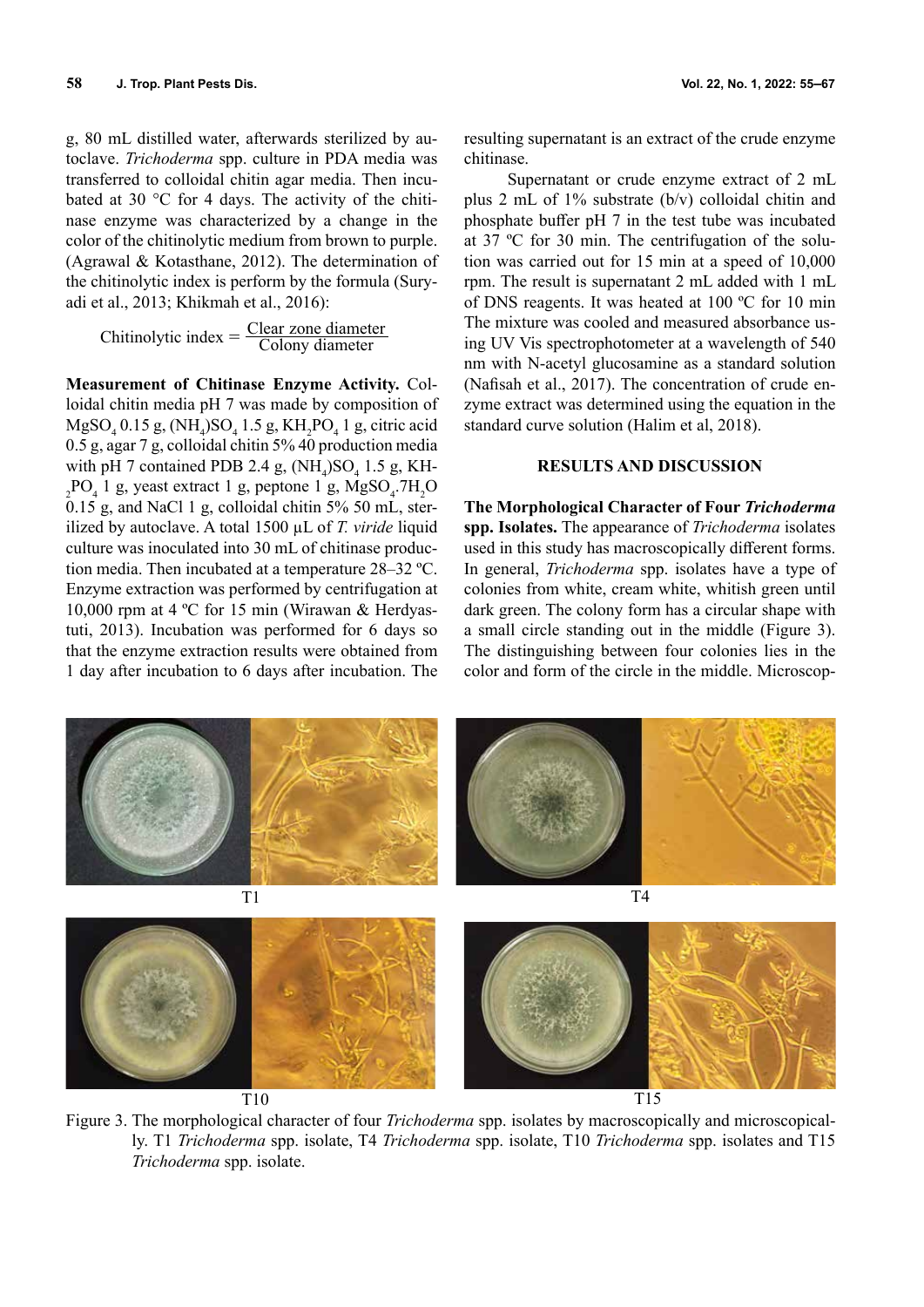g, 80 mL distilled water, afterwards sterilized by autoclave. *Trichoderma* spp. culture in PDA media was transferred to colloidal chitin agar media. Then incubated at 30 °C for 4 days. The activity of the chitinase enzyme was characterized by a change in the color of the chitinolytic medium from brown to purple. (Agrawal & Kotasthane, 2012). The determination of the chitinolytic index is perform by the formula (Suryadi et al., 2013; Khikmah et al., 2016):

$$\text{Chitinolytic index} = \frac{\text{Clear zone diameter}}{\text{Colony diameter}}$$

**Measurement of Chitinase Enzyme Activity.** Colloidal chitin media pH 7 was made by composition of $MgSO_4$ 0.15 g, $(NH_4)SO_4$ 1.5 g, $KH_2PO_4$ 1 g, citric acid 0.5 g, agar 7 g, colloidal chitin 5% 40 production media with pH 7 contained PDB 2.4 g, $(NH_4)SO_4$ 1.5 g, $KH_2PO_4$ 1 g, yeast extract 1 g, peptone 1 g, $MgSO_4.7H_2O$ 0.15 g, and NaCl 1 g, colloidal chitin 5% 50 mL, sterilized by autoclave. A total 1500 µL of *T. viride* liquid culture was inoculated into 30 mL of chitinase production media. Then incubated at a temperature 28–32 ºC. Enzyme extraction was performed by centrifugation at 10,000 rpm at 4 ºC for 15 min (Wirawan & Herdyastuti, 2013). Incubation was performed for 6 days so that the enzyme extraction results were obtained from 1 day after incubation to 6 days after incubation. The resulting supernatant is an extract of the crude enzyme chitinase.

Supernatant or crude enzyme extract of 2 mL plus 2 mL of 1% substrate (b/v) colloidal chitin and phosphate buffer pH 7 in the test tube was incubated at 37 ºC for 30 min. The centrifugation of the solution was carried out for 15 min at a speed of 10,000 rpm. The result is supernatant 2 mL added with 1 mL of DNS reagents. It was heated at 100 ºC for 10 min The mixture was cooled and measured absorbance using UV Vis spectrophotometer at a wavelength of 540 nm with N-acetyl glucosamine as a standard solution (Nafisah et al., 2017). The concentration of crude enzyme extract was determined using the equation in the standard curve solution (Halim et al, 2018).

## RESULTS AND DISCUSSION

**The Morphological Character of Four *Trichoderma* spp. Isolates.** The appearance of *Trichoderma* isolates used in this study has macroscopically different forms. In general, *Trichoderma* spp. isolates have a type of colonies from white, cream white, whitish green until dark green. The colony form has a circular shape with a small circle standing out in the middle (Figure 3). The distinguishing between four colonies lies in the color and form of the circle in the middle. Microscop-

T1 T4 T10 T15

Figure 3. The morphological character of four *Trichoderma* spp. isolates by macroscopically and microscopically. T1 *Trichoderma* spp. isolate, T4 *Trichoderma* spp. isolate, T10 *Trichoderma* spp. isolates and T15 *Trichoderma* spp. isolate.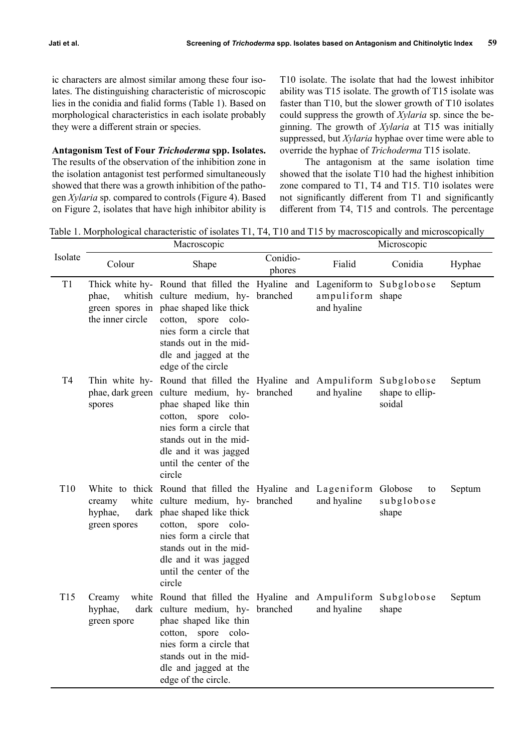ic characters are almost similar among these four isolates. The distinguishing characteristic of microscopic lies in the conidia and fialid forms (Table 1). Based on morphological characteristics in each isolate probably they were a different strain or species.

**Antagonism Test of Four *Trichoderma* spp. Isolates.** The results of the observation of the inhibition zone in the isolation antagonist test performed simultaneously showed that there was a growth inhibition of the pathogen *Xylaria* sp. compared to controls (Figure 4). Based on Figure 2, isolates that have high inhibitor ability is T10 isolate. The isolate that had the lowest inhibitor ability was T15 isolate. The growth of T15 isolate was faster than T10, but the slower growth of T10 isolates could suppress the growth of *Xylaria* sp. since the beginning. The growth of *Xylaria* at T15 was initially suppressed, but *Xylaria* hyphae over time were able to override the hyphae of *Trichoderma* T15 isolate.

The antagonism at the same isolation time showed that the isolate T10 had the highest inhibition zone compared to T1, T4 and T15. T10 isolates were not significantly different from T1 and significantly different from T4, T15 and controls. The percentage

Table 1. Morphological characteristic of isolates T1, T4, T10 and T15 by macroscopically and microscopically

| Isolate | Macroscopic | | | Microscopic | | |
|---|---|---|---|---|---|---|
| | Colour | Shape | Conidiophores | Fialid | Conidia | Hyphae |
| T1 | Thick white hyphae, whitish green spores in the inner circle | Round that filled the culture medium, hyphae shaped like thick cotton, spore colonies form a circle that stands out in the middle and jagged at the edge of the circle | Hyaline and branched | Lageniform to ampuliform and hyaline | Subglobose shape | Septum |
| T4 | Thin white hyphae, dark green spores | Round that filled the culture medium, hyphae shaped like thin cotton, spore colonies form a circle that stands out in the middle and it was jagged until the center of the circle | Hyaline and branched | Ampuliform and hyaline | Subglobose shape to ellipsoidal | Septum |
| T10 | White to thick creamy white hyphae, dark green spores | Round that filled the culture medium, hyphae shaped like thick cotton, spore colonies form a circle that stands out in the middle and it was jagged until the center of the circle | Hyaline and branched | Lageniform and hyaline | Globose to subglobose shape | Septum |
| T15 | Creamy white hyphae, dark green spore | Round that filled the culture medium, hyphae shaped like thin cotton, spore colonies form a circle that stands out in the middle and jagged at the edge of the circle. | Hyaline and branched | Ampuliform and hyaline | Subglobose shape | Septum |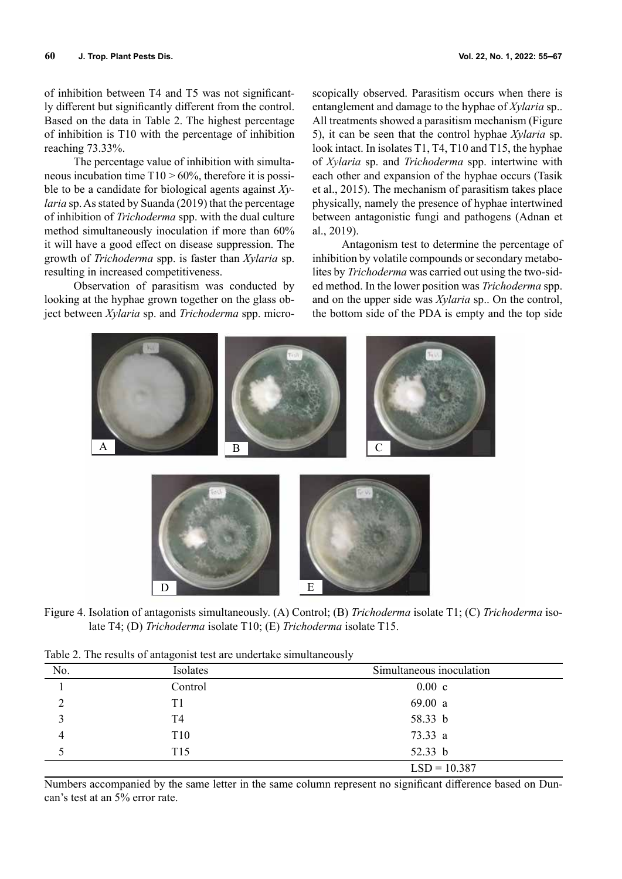of inhibition between T4 and T5 was not significantly different but significantly different from the control. Based on the data in Table 2. The highest percentage of inhibition is T10 with the percentage of inhibition reaching 73.33%.

The percentage value of inhibition with simultaneous incubation time T10 > 60%, therefore it is possible to be a candidate for biological agents against *Xylaria* sp. As stated by Suanda (2019) that the percentage of inhibition of *Trichoderma* spp. with the dual culture method simultaneously inoculation if more than 60% it will have a good effect on disease suppression. The growth of *Trichoderma* spp. is faster than *Xylaria* sp. resulting in increased competitiveness.

Observation of parasitism was conducted by looking at the hyphae grown together on the glass object between *Xylaria* sp. and *Trichoderma* spp. microscopically observed. Parasitism occurs when there is entanglement and damage to the hyphae of *Xylaria* sp.. All treatments showed a parasitism mechanism (Figure 5), it can be seen that the control hyphae *Xylaria* sp. look intact. In isolates T1, T4, T10 and T15, the hyphae of *Xylaria* sp. and *Trichoderma* spp. intertwine with each other and expansion of the hyphae occurs (Tasik et al., 2015). The mechanism of parasitism takes place physically, namely the presence of hyphae intertwined between antagonistic fungi and pathogens (Adnan et al., 2019).

Antagonism test to determine the percentage of inhibition by volatile compounds or secondary metabolites by *Trichoderma* was carried out using the two-sided method. In the lower position was *Trichoderma* spp. and on the upper side was *Xylaria* sp.. On the control, the bottom side of the PDA is empty and the top side

Figure 4. Isolation of antagonists simultaneously. (A) Control; (B) *Trichoderma* isolate T1; (C) *Trichoderma* isolate T4; (D) *Trichoderma* isolate T10; (E) *Trichoderma* isolate T15.

Table 2. The results of antagonist test are undertake simultaneously

| No. | Isolates | Simultaneous inoculation |
|---|---|---|
| 1 | Control | 0.00 c |
| 2 | T1 | 69.00 a |
| 3 | T4 | 58.33 b |
| 4 | T10 | 73.33 a |
| 5 | T15 | 52.33 b |
| | | LSD = 10.387 |

Numbers accompanied by the same letter in the same column represent no significant difference based on Duncan's test at an 5% error rate.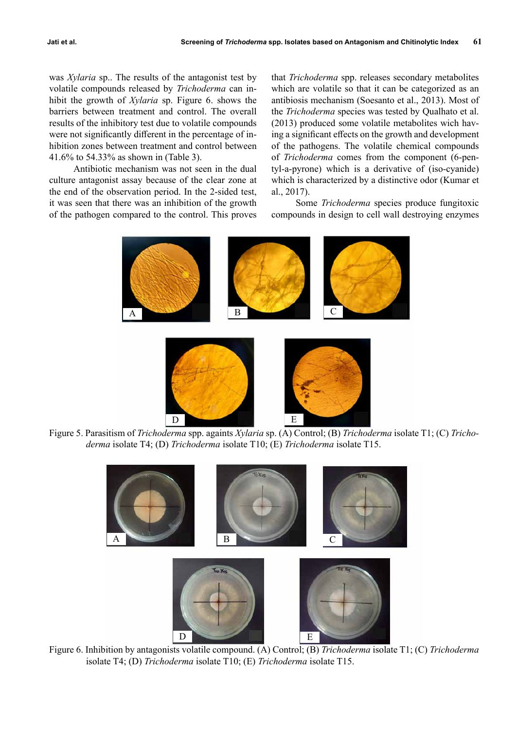was *Xylaria* sp.. The results of the antagonist test by volatile compounds released by *Trichoderma* can inhibit the growth of *Xylaria* sp. Figure 6. shows the barriers between treatment and control. The overall results of the inhibitory test due to volatile compounds were not significantly different in the percentage of inhibition zones between treatment and control between 41.6% to 54.33% as shown in (Table 3).

Antibiotic mechanism was not seen in the dual culture antagonist assay because of the clear zone at the end of the observation period. In the 2-sided test, it was seen that there was an inhibition of the growth of the pathogen compared to the control. This proves that *Trichoderma* spp. releases secondary metabolites which are volatile so that it can be categorized as an antibiosis mechanism (Soesanto et al., 2013). Most of the *Trichoderma* species was tested by Qualhato et al. (2013) produced some volatile metabolites wich having a significant effects on the growth and development of the pathogens. The volatile chemical compounds of *Trichoderma* comes from the component (6-pentyl-a-pyrone) which is a derivative of (iso-cyanide) which is characterized by a distinctive odor (Kumar et al., 2017).

Some *Trichoderma* species produce fungitoxic compounds in design to cell wall destroying enzymes

Figure 5. Parasitism of *Trichoderma* spp. againts *Xylaria* sp. (A) Control; (B) *Trichoderma* isolate T1; (C) *Trichoderma* isolate T4; (D) *Trichoderma* isolate T10; (E) *Trichoderma* isolate T15.

Figure 6. Inhibition by antagonists volatile compound. (A) Control; (B) *Trichoderma* isolate T1; (C) *Trichoderma* isolate T4; (D) *Trichoderma* isolate T10; (E) *Trichoderma* isolate T15.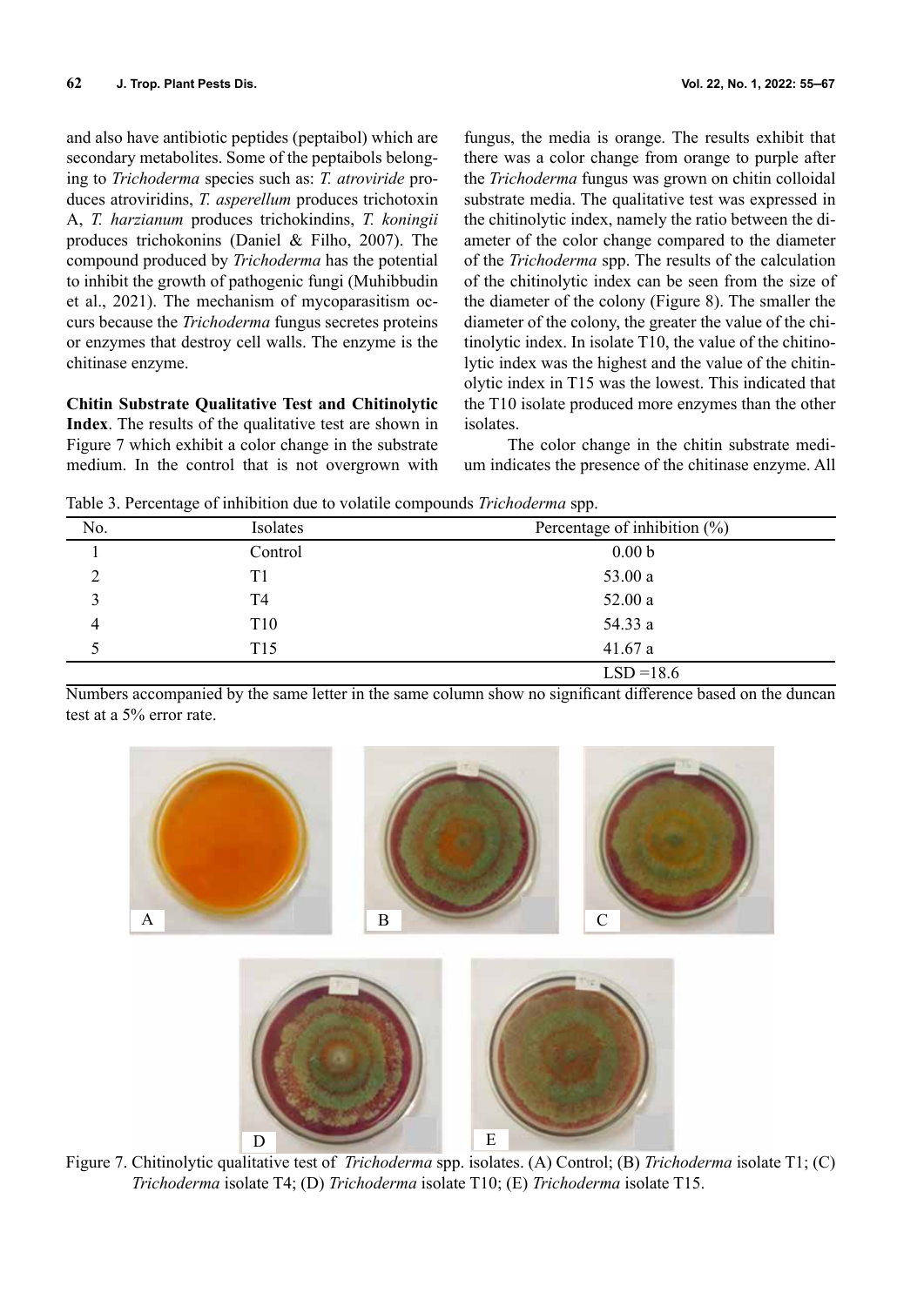and also have antibiotic peptides (peptaibol) which are secondary metabolites. Some of the peptaibols belonging to *Trichoderma* species such as: *T. atroviride* produces atroviridins, *T. asperellum* produces trichotoxin A, *T. harzianum* produces trichokindins, *T. koningii* produces trichokonins (Daniel & Filho, 2007). The compound produced by *Trichoderma* has the potential to inhibit the growth of pathogenic fungi (Muhibbudin et al., 2021). The mechanism of mycoparasitism occurs because the *Trichoderma* fungus secretes proteins or enzymes that destroy cell walls. The enzyme is the chitinase enzyme.

**Chitin Substrate Qualitative Test and Chitinolytic Index**. The results of the qualitative test are shown in Figure 7 which exhibit a color change in the substrate medium. In the control that is not overgrown with fungus, the media is orange. The results exhibit that there was a color change from orange to purple after the *Trichoderma* fungus was grown on chitin colloidal substrate media. The qualitative test was expressed in the chitinolytic index, namely the ratio between the diameter of the color change compared to the diameter of the *Trichoderma* spp. The results of the calculation of the chitinolytic index can be seen from the size of the diameter of the colony (Figure 8). The smaller the diameter of the colony, the greater the value of the chitinolytic index. In isolate T10, the value of the chitinolytic index was the highest and the value of the chitinolytic index in T15 was the lowest. This indicated that the T10 isolate produced more enzymes than the other isolates.

The color change in the chitin substrate medium indicates the presence of the chitinase enzyme. All

Table 3. Percentage of inhibition due to volatile compounds *Trichoderma* spp.

| No. | Isolates | Percentage of inhibition (%) |
|---|---|---|
| 1 | Control | 0.00 b |
| 2 | T1 | 53.00 a |
| 3 | T4 | 52.00 a |
| 4 | T10 | 54.33 a |
| 5 | T15 | 41.67 a |
| | | LSD =18.6 |

Numbers accompanied by the same letter in the same column show no significant difference based on the duncan test at a 5% error rate.

Figure 7. Chitinolytic qualitative test of *Trichoderma* spp. isolates. (A) Control; (B) *Trichoderma* isolate T1; (C) *Trichoderma* isolate T4; (D) *Trichoderma* isolate T10; (E) *Trichoderma* isolate T15.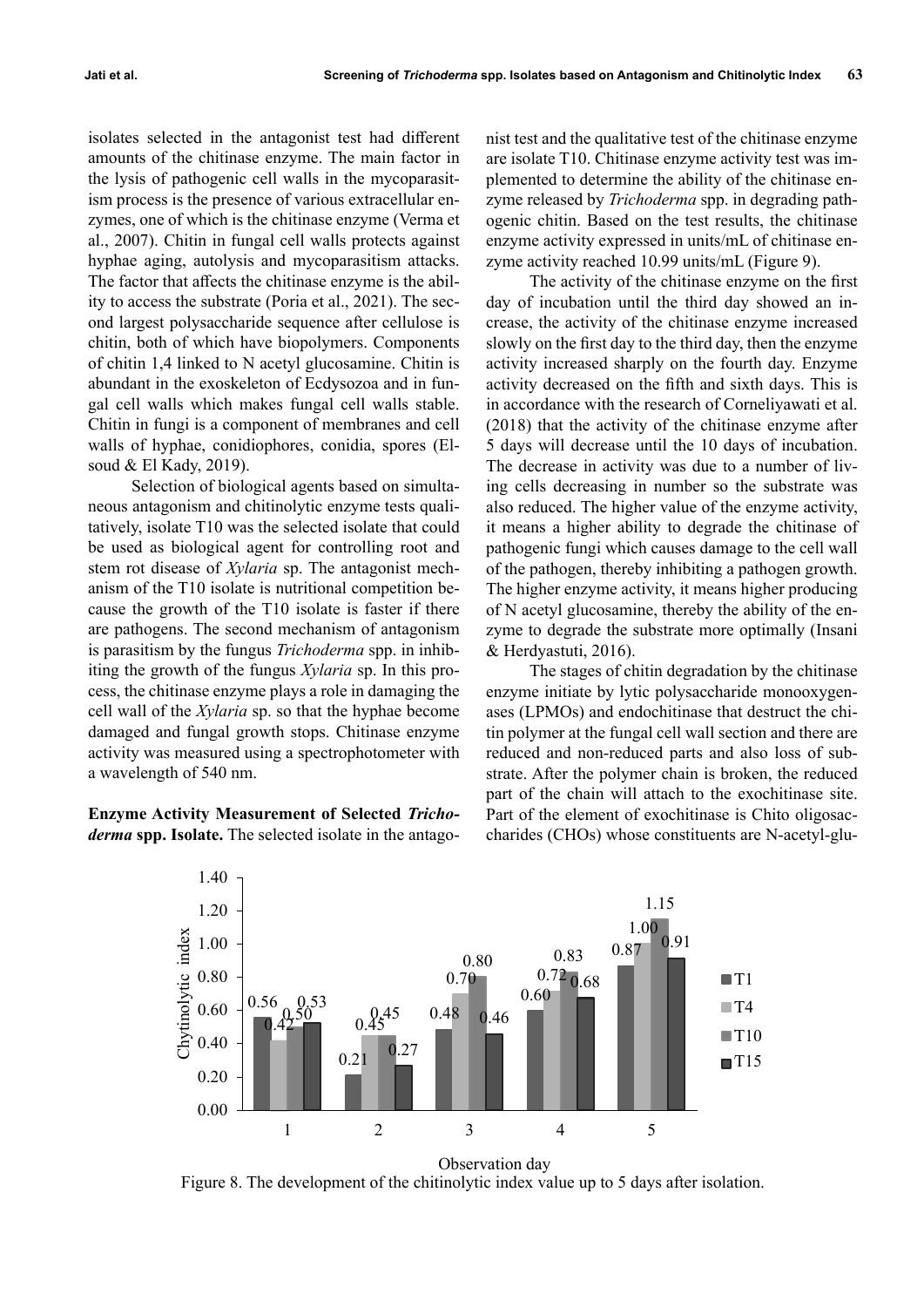isolates selected in the antagonist test had different amounts of the chitinase enzyme. The main factor in the lysis of pathogenic cell walls in the mycoparasitism process is the presence of various extracellular enzymes, one of which is the chitinase enzyme (Verma et al., 2007). Chitin in fungal cell walls protects against hyphae aging, autolysis and mycoparasitism attacks. The factor that affects the chitinase enzyme is the ability to access the substrate (Poria et al., 2021). The second largest polysaccharide sequence after cellulose is chitin, both of which have biopolymers. Components of chitin 1,4 linked to N acetyl glucosamine. Chitin is abundant in the exoskeleton of Ecdysozoa and in fungal cell walls which makes fungal cell walls stable. Chitin in fungi is a component of membranes and cell walls of hyphae, conidiophores, conidia, spores (Elsoud & El Kady, 2019).

Selection of biological agents based on simultaneous antagonism and chitinolytic enzyme tests qualitatively, isolate T10 was the selected isolate that could be used as biological agent for controlling root and stem rot disease of *Xylaria* sp. The antagonist mechanism of the T10 isolate is nutritional competition because the growth of the T10 isolate is faster if there are pathogens. The second mechanism of antagonism is parasitism by the fungus *Trichoderma* spp. in inhibiting the growth of the fungus *Xylaria* sp. In this process, the chitinase enzyme plays a role in damaging the cell wall of the *Xylaria* sp. so that the hyphae become damaged and fungal growth stops. Chitinase enzyme activity was measured using a spectrophotometer with a wavelength of 540 nm.

**Enzyme Activity Measurement of Selected *Trichoderma* spp. Isolate.** The selected isolate in the antagonist test and the qualitative test of the chitinase enzyme are isolate T10. Chitinase enzyme activity test was implemented to determine the ability of the chitinase enzyme released by *Trichoderma* spp. in degrading pathogenic chitin. Based on the test results, the chitinase enzyme activity expressed in units/mL of chitinase enzyme activity reached 10.99 units/mL (Figure 9).

The activity of the chitinase enzyme on the first day of incubation until the third day showed an increase, the activity of the chitinase enzyme increased slowly on the first day to the third day, then the enzyme activity increased sharply on the fourth day. Enzyme activity decreased on the fifth and sixth days. This is in accordance with the research of Corneliyawati et al. (2018) that the activity of the chitinase enzyme after 5 days will decrease until the 10 days of incubation. The decrease in activity was due to a number of living cells decreasing in number so the substrate was also reduced. The higher value of the enzyme activity, it means a higher ability to degrade the chitinase of pathogenic fungi which causes damage to the cell wall of the pathogen, thereby inhibiting a pathogen growth. The higher enzyme activity, it means higher producing of N acetyl glucosamine, thereby the ability of the enzyme to degrade the substrate more optimally (Insani & Herdyastuti, 2016).

The stages of chitin degradation by the chitinase enzyme initiate by lytic polysaccharide monooxygenases (LPMOs) and endochitinase that destruct the chitin polymer at the fungal cell wall section and there are reduced and non-reduced parts and also loss of substrate. After the polymer chain is broken, the reduced part of the chain will attach to the exochitinase site. Part of the element of exochitinase is Chito oligosaccharides (CHOs) whose constituents are N-acetyl-glu-

| Observation day | T1 | T4 | T10 | T15 |
|---|---|---|---|---|
| 1 | 0.56 | 0.42 | 0.50 | 0.53 |
| 2 | 0.21 | 0.45 | 0.45 | 0.27 |
| 3 | 0.48 | 0.70 | 0.80 | 0.46 |
| 4 | 0.60 | 0.72 | 0.83 | 0.68 |
| 5 | 0.87 | 1.00 | 1.15 | 0.91 |

Figure 8. The development of the chitinolytic index value up to 5 days after isolation.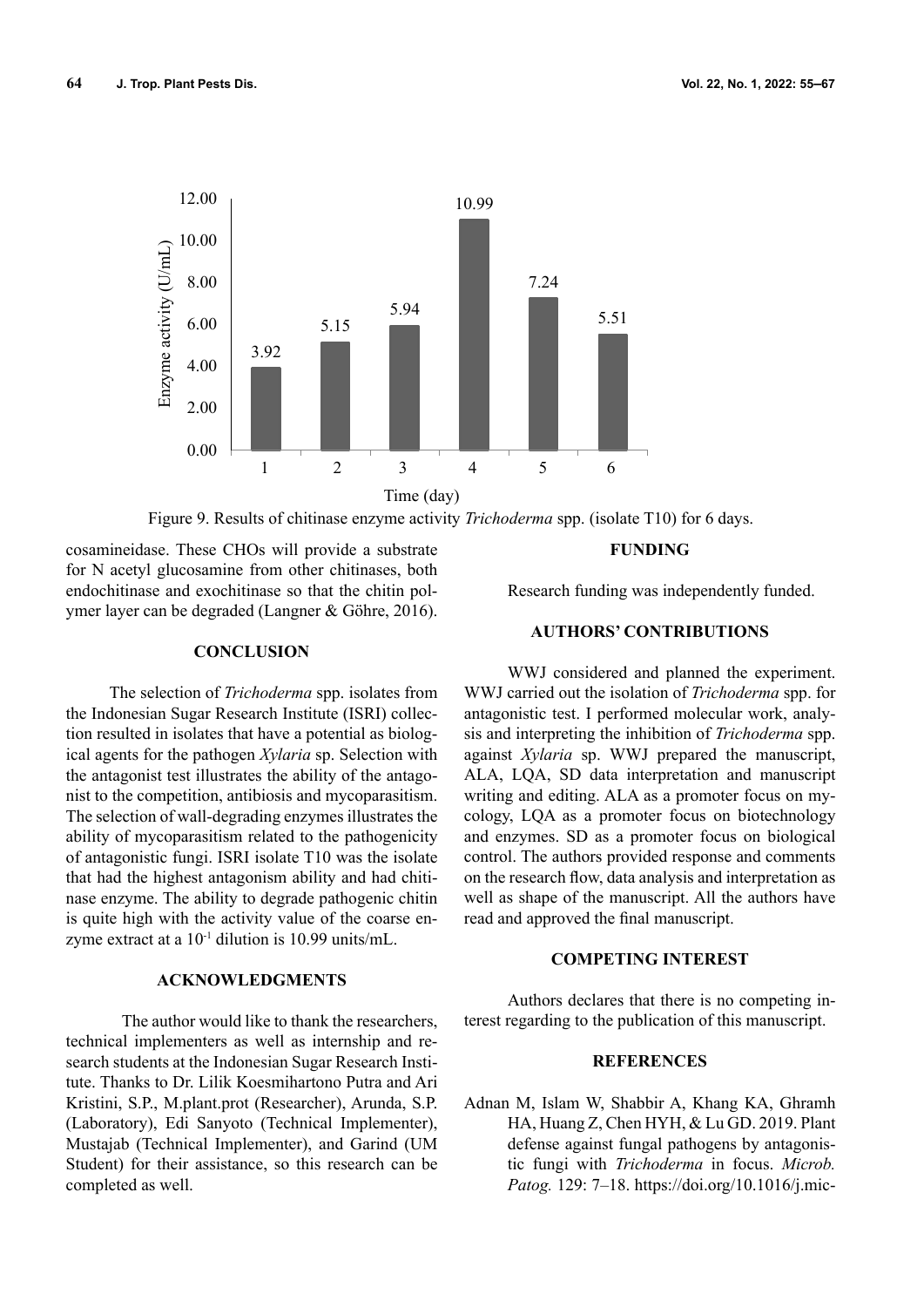Figure 9. Results of chitinase enzyme activity *Trichoderma* spp. (isolate T10) for 6 days.

cosamineidase. These CHOs will provide a substrate for N acetyl glucosamine from other chitinases, both endochitinase and exochitinase so that the chitin polymer layer can be degraded (Langner & Göhre, 2016).

## CONCLUSION

The selection of *Trichoderma* spp. isolates from the Indonesian Sugar Research Institute (ISRI) collection resulted in isolates that have a potential as biological agents for the pathogen *Xylaria* sp. Selection with the antagonist test illustrates the ability of the antagonist to the competition, antibiosis and mycoparasitism. The selection of wall-degrading enzymes illustrates the ability of mycoparasitism related to the pathogenicity of antagonistic fungi. ISRI isolate T10 was the isolate that had the highest antagonism ability and had chitinase enzyme. The ability to degrade pathogenic chitin is quite high with the activity value of the coarse enzyme extract at a $10^{-1}$ dilution is 10.99 units/mL.

## ACKNOWLEDGMENTS

The author would like to thank the researchers, technical implementers as well as internship and research students at the Indonesian Sugar Research Institute. Thanks to Dr. Lilik Koesmihartono Putra and Ari Kristini, S.P., M.plant.prot (Researcher), Arunda, S.P. (Laboratory), Edi Sanyoto (Technical Implementer), Mustajab (Technical Implementer), and Garind (UM Student) for their assistance, so this research can be completed as well.

## FUNDING

Research funding was independently funded.

## AUTHORS' CONTRIBUTIONS

WWJ considered and planned the experiment. WWJ carried out the isolation of *Trichoderma* spp. for antagonistic test. I performed molecular work, analysis and interpreting the inhibition of *Trichoderma* spp. against *Xylaria* sp. WWJ prepared the manuscript, ALA, LQA, SD data interpretation and manuscript writing and editing. ALA as a promoter focus on mycology, LQA as a promoter focus on biotechnology and enzymes. SD as a promoter focus on biological control. The authors provided response and comments on the research flow, data analysis and interpretation as well as shape of the manuscript. All the authors have read and approved the final manuscript.

## COMPETING INTEREST

Authors declares that there is no competing interest regarding to the publication of this manuscript.

## REFERENCES

Adnan M, Islam W, Shabbir A, Khang KA, Ghramh HA, Huang Z, Chen HYH, & Lu GD. 2019. Plant defense against fungal pathogens by antagonistic fungi with *Trichoderma* in focus. *Microb. Patog.* 129: 7–18. https://doi.org/10.1016/j.mic-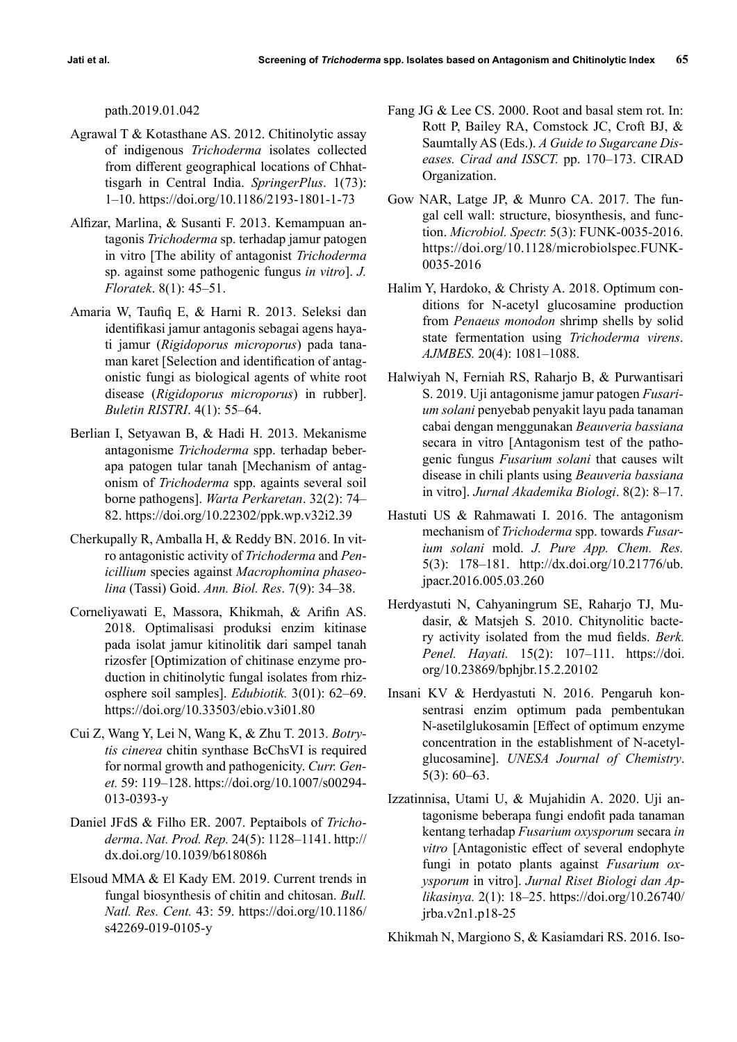path.2019.01.042

Agrawal T & Kotasthane AS. 2012. Chitinolytic assay of indigenous *Trichoderma* isolates collected from different geographical locations of Chhattisgarh in Central India. *SpringerPlus*. 1(73): 1–10. https://doi.org/10.1186/2193-1801-1-73

Alfizar, Marlina, & Susanti F. 2013. Kemampuan antagonis *Trichoderma* sp. terhadap jamur patogen in vitro [The ability of antagonist *Trichoderma* sp. against some pathogenic fungus *in vitro*]. *J. Floratek*. 8(1): 45–51.

Amaria W, Taufiq E, & Harni R. 2013. Seleksi dan identifikasi jamur antagonis sebagai agens hayati jamur (*Rigidoporus microporus*) pada tanaman karet [Selection and identification of antagonistic fungi as biological agents of white root disease (*Rigidoporus microporus*) in rubber]. *Buletin RISTRI*. 4(1): 55–64.

Berlian I, Setyawan B, & Hadi H. 2013. Mekanisme antagonisme *Trichoderma* spp. terhadap beberapa patogen tular tanah [Mechanism of antagonism of *Trichoderma* spp. againts several soil borne pathogens]. *Warta Perkaretan*. 32(2): 74–82. https://doi.org/10.22302/ppk.wp.v32i2.39

Cherkupally R, Amballa H, & Reddy BN. 2016. In vitro antagonistic activity of *Trichoderma* and *Penicillium* species against *Macrophomina phaseolina* (Tassi) Goid. *Ann. Biol. Res*. 7(9): 34–38.

Corneliyawati E, Massora, Khikmah, & Arifin AS. 2018. Optimalisasi produksi enzim kitinase pada isolat jamur kitinolitik dari sampel tanah rizosfer [Optimization of chitinase enzyme production in chitinolytic fungal isolates from rhizosphere soil samples]. *Edubiotik.* 3(01): 62–69. https://doi.org/10.33503/ebio.v3i01.80

Cui Z, Wang Y, Lei N, Wang K, & Zhu T. 2013. *Botrytis cinerea* chitin synthase BcChsVI is required for normal growth and pathogenicity. *Curr. Genet.* 59: 119–128. https://doi.org/10.1007/s00294-013-0393-y

Daniel JFdS & Filho ER. 2007. Peptaibols of *Trichoderma*. *Nat. Prod. Rep.* 24(5): 1128–1141. http://dx.doi.org/10.1039/b618086h

Elsoud MMA & El Kady EM. 2019. Current trends in fungal biosynthesis of chitin and chitosan. *Bull. Natl. Res. Cent.* 43: 59. https://doi.org/10.1186/s42269-019-0105-y

Fang JG & Lee CS. 2000. Root and basal stem rot. In: Rott P, Bailey RA, Comstock JC, Croft BJ, & Saumtally AS (Eds.). *A Guide to Sugarcane Diseases. Cirad and ISSCT.* pp. 170–173. CIRAD Organization.

Gow NAR, Latge JP, & Munro CA. 2017. The fungal cell wall: structure, biosynthesis, and function. *Microbiol. Spectr.* 5(3): FUNK-0035-2016. https://doi.org/10.1128/microbiolspec.FUNK-0035-2016

Halim Y, Hardoko, & Christy A. 2018. Optimum conditions for N-acetyl glucosamine production from *Penaeus monodon* shrimp shells by solid state fermentation using *Trichoderma virens*. *AJMBES.* 20(4): 1081–1088.

Halwiyah N, Ferniah RS, Raharjo B, & Purwantisari S. 2019. Uji antagonisme jamur patogen *Fusarium solani* penyebab penyakit layu pada tanaman cabai dengan menggunakan *Beauveria bassiana* secara in vitro [Antagonism test of the pathogenic fungus *Fusarium solani* that causes wilt disease in chili plants using *Beauveria bassiana* in vitro]. *Jurnal Akademika Biologi*. 8(2): 8–17.

Hastuti US & Rahmawati I. 2016. The antagonism mechanism of *Trichoderma* spp. towards *Fusarium solani* mold. *J. Pure App. Chem. Res.* 5(3): 178–181. http://dx.doi.org/10.21776/ub.jpacr.2016.005.03.260

Herdyastuti N, Cahyaningrum SE, Raharjo TJ, Mudasir, & Matsjeh S. 2010. Chitynolitic bactery activity isolated from the mud fields. *Berk. Penel. Hayati.* 15(2): 107–111. https://doi.org/10.23869/bphjbr.15.2.20102

Insani KV & Herdyastuti N. 2016. Pengaruh konsentrasi enzim optimum pada pembentukan N-asetilglukosamin [Effect of optimum enzyme concentration in the establishment of N-acetylglucosamine]. *UNESA Journal of Chemistry*. 5(3): 60–63.

Izzatinnisa, Utami U, & Mujahidin A. 2020. Uji antagonisme beberapa fungi endofit pada tanaman kentang terhadap *Fusarium oxysporum* secara *in vitro* [Antagonistic effect of several endophyte fungi in potato plants against *Fusarium oxysporum* in vitro]. *Jurnal Riset Biologi dan Aplikasinya.* 2(1): 18–25. https://doi.org/10.26740/jrba.v2n1.p18-25

Khikmah N, Margiono S, & Kasiamdari RS. 2016. Iso-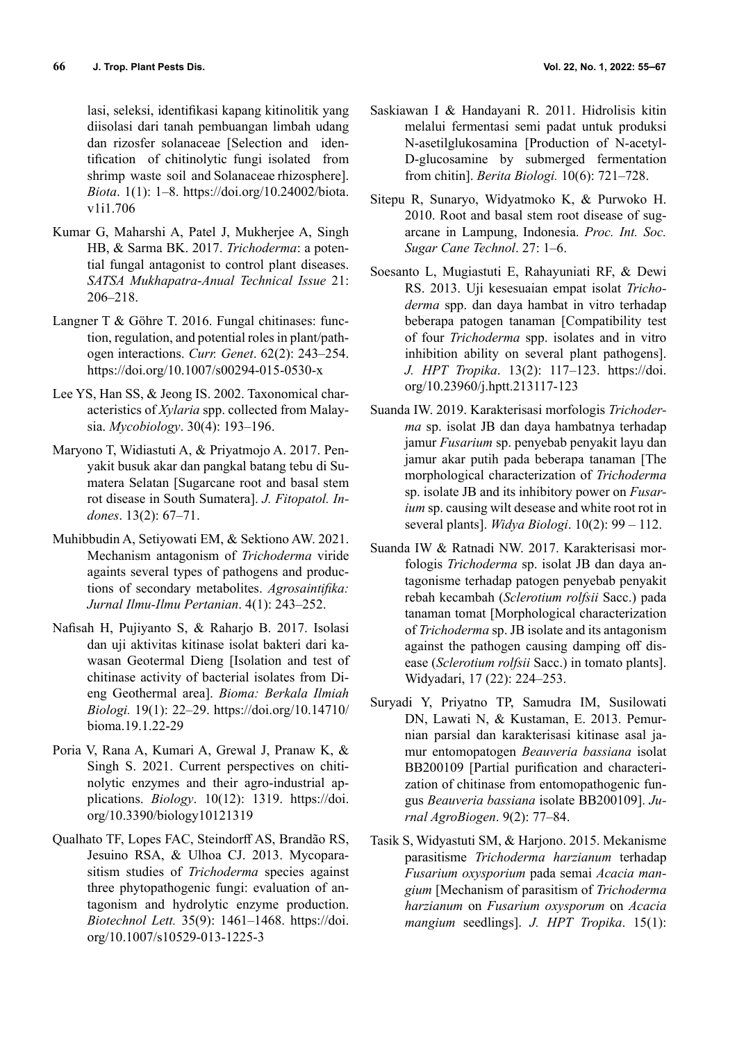lasi, seleksi, identifikasi kapang kitinolitik yang diisolasi dari tanah pembuangan limbah udang dan rizosfer solanaceae [Selection and identification of chitinolytic fungi isolated from shrimp waste soil and Solanaceae rhizosphere]. *Biota*. 1(1): 1–8. https://doi.org/10.24002/biota.v1i1.706

Kumar G, Maharshi A, Patel J, Mukherjee A, Singh HB, & Sarma BK. 2017. *Trichoderma*: a potential fungal antagonist to control plant diseases. *SATSA Mukhapatra-Anual Technical Issue* 21: 206–218.

Langner T & Göhre T. 2016. Fungal chitinases: function, regulation, and potential roles in plant/pathogen interactions. *Curr. Genet*. 62(2): 243–254. https://doi.org/10.1007/s00294-015-0530-x

Lee YS, Han SS, & Jeong IS. 2002. Taxonomical characteristics of *Xylaria* spp. collected from Malaysia. *Mycobiology*. 30(4): 193–196.

Maryono T, Widiastuti A, & Priyatmojo A. 2017. Penyakit busuk akar dan pangkal batang tebu di Sumatera Selatan [Sugarcane root and basal stem rot disease in South Sumatera]. *J. Fitopatol. Indones*. 13(2): 67–71.

Muhibbudin A, Setiyowati EM, & Sektiono AW. 2021. Mechanism antagonism of *Trichoderma* viride againts several types of pathogens and productions of secondary metabolites. *Agrosaintifika: Jurnal Ilmu-Ilmu Pertanian*. 4(1): 243–252.

Nafisah H, Pujiyanto S, & Raharjo B. 2017. Isolasi dan uji aktivitas kitinase isolat bakteri dari kawasan Geotermal Dieng [Isolation and test of chitinase activity of bacterial isolates from Dieng Geothermal area]. *Bioma: Berkala Ilmiah Biologi.* 19(1): 22–29. https://doi.org/10.14710/bioma.19.1.22-29

Poria V, Rana A, Kumari A, Grewal J, Pranaw K, & Singh S. 2021. Current perspectives on chitinolytic enzymes and their agro-industrial applications. *Biology*. 10(12): 1319. https://doi.org/10.3390/biology10121319

Qualhato TF, Lopes FAC, Steindorff AS, Brandão RS, Jesuino RSA, & Ulhoa CJ. 2013. Mycoparasitism studies of *Trichoderma* species against three phytopathogenic fungi: evaluation of antagonism and hydrolytic enzyme production. *Biotechnol Lett.* 35(9): 1461–1468. https://doi.org/10.1007/s10529-013-1225-3

Saskiawan I & Handayani R. 2011. Hidrolisis kitin melalui fermentasi semi padat untuk produksi N-asetilglukosamina [Production of N-acetyl-D-glucosamine by submerged fermentation from chitin]. *Berita Biologi.* 10(6): 721–728.

Sitepu R, Sunaryo, Widyatmoko K, & Purwoko H. 2010. Root and basal stem root disease of sugarcane in Lampung, Indonesia. *Proc. Int. Soc. Sugar Cane Technol*. 27: 1–6.

Soesanto L, Mugiastuti E, Rahayuniati RF, & Dewi RS. 2013. Uji kesesuaian empat isolat *Trichoderma* spp. dan daya hambat in vitro terhadap beberapa patogen tanaman [Compatibility test of four *Trichoderma* spp. isolates and in vitro inhibition ability on several plant pathogens]. *J. HPT Tropika*. 13(2): 117–123. https://doi.org/10.23960/j.hptt.213117-123

Suanda IW. 2019. Karakterisasi morfologis *Trichoderma* sp. isolat JB dan daya hambatnya terhadap jamur *Fusarium* sp. penyebab penyakit layu dan jamur akar putih pada beberapa tanaman [The morphological characterization of *Trichoderma* sp. isolate JB and its inhibitory power on *Fusarium* sp. causing wilt desease and white root rot in several plants]. *Widya Biologi*. 10(2): 99 – 112.

Suanda IW & Ratnadi NW. 2017. Karakterisasi morfologis *Trichoderma* sp. isolat JB dan daya antagonisme terhadap patogen penyebab penyakit rebah kecambah (*Sclerotium rolfsii* Sacc.) pada tanaman tomat [Morphological characterization of *Trichoderma* sp. JB isolate and its antagonism against the pathogen causing damping off disease (*Sclerotium rolfsii* Sacc.) in tomato plants]. Widyadari, 17 (22): 224–253.

Suryadi Y, Priyatno TP, Samudra IM, Susilowati DN, Lawati N, & Kustaman, E. 2013. Pemurnian parsial dan karakterisasi kitinase asal jamur entomopatogen *Beauveria bassiana* isolat BB200109 [Partial purification and characterization of chitinase from entomopathogenic fungus *Beauveria bassiana* isolate BB200109]. *Jurnal AgroBiogen*. 9(2): 77–84.

Tasik S, Widyastuti SM, & Harjono. 2015. Mekanisme parasitisme *Trichoderma harzianum* terhadap *Fusarium oxysporium* pada semai *Acacia mangium* [Mechanism of parasitism of *Trichoderma harzianum* on *Fusarium oxysporum* on *Acacia mangium* seedlings]. *J. HPT Tropika*. 15(1):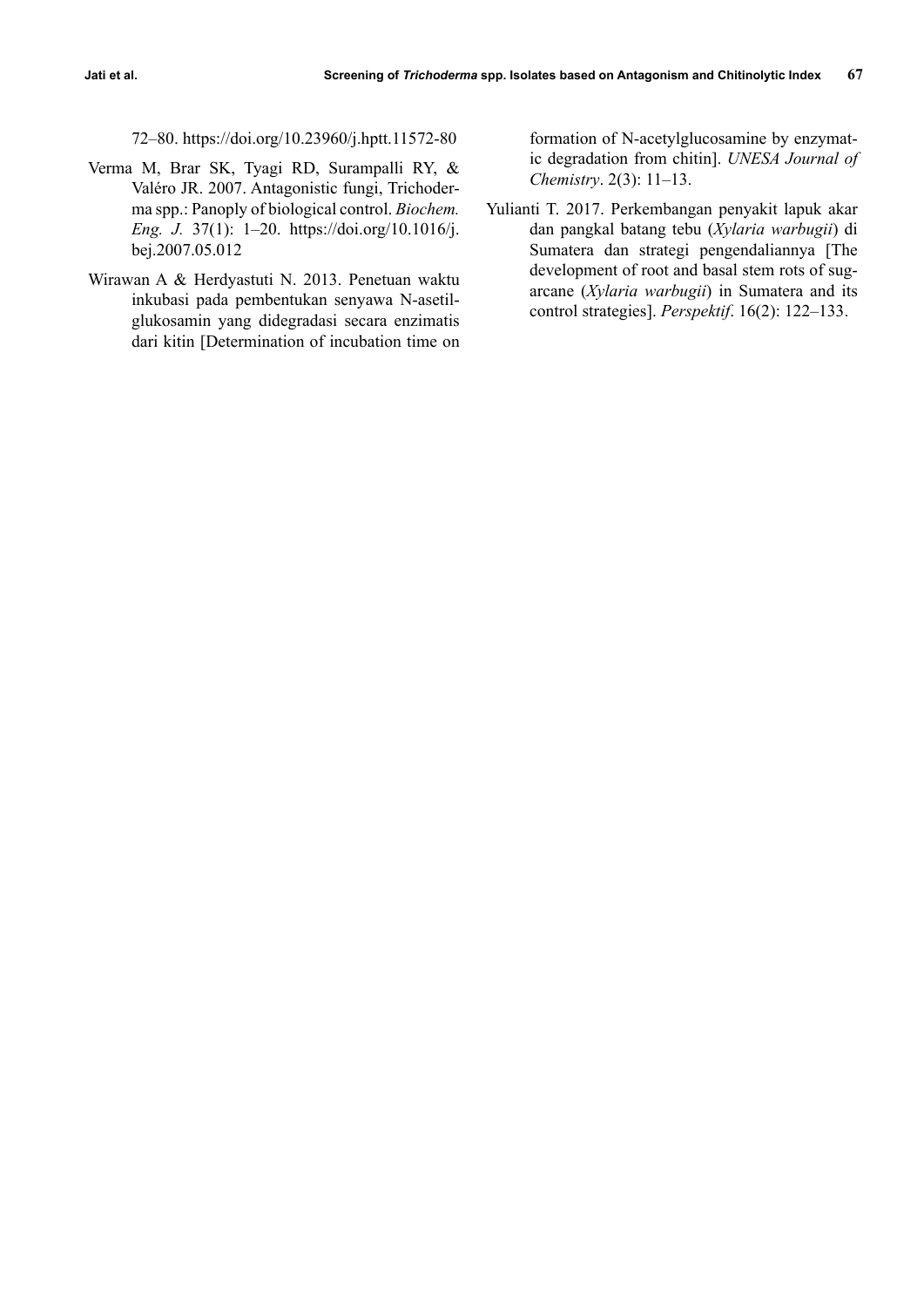72–80. https://doi.org/10.23960/j.hptt.11572-80

Verma M, Brar SK, Tyagi RD, Surampalli RY, & Valéro JR. 2007. Antagonistic fungi, Trichoderma spp.: Panoply of biological control. *Biochem. Eng. J.* 37(1): 1–20. https://doi.org/10.1016/j.bej.2007.05.012

Wirawan A & Herdyastuti N. 2013. Penetuan waktu inkubasi pada pembentukan senyawa N-asetilglukosamin yang didegradasi secara enzimatis dari kitin [Determination of incubation time on formation of N-acetylglucosamine by enzymatic degradation from chitin]. *UNESA Journal of Chemistry*. 2(3): 11–13.

Yulianti T. 2017. Perkembangan penyakit lapuk akar dan pangkal batang tebu (*Xylaria warbugii*) di Sumatera dan strategi pengendaliannya [The development of root and basal stem rots of sugarcane (*Xylaria warbugii*) in Sumatera and its control strategies]. *Perspektif*. 16(2): 122–133.